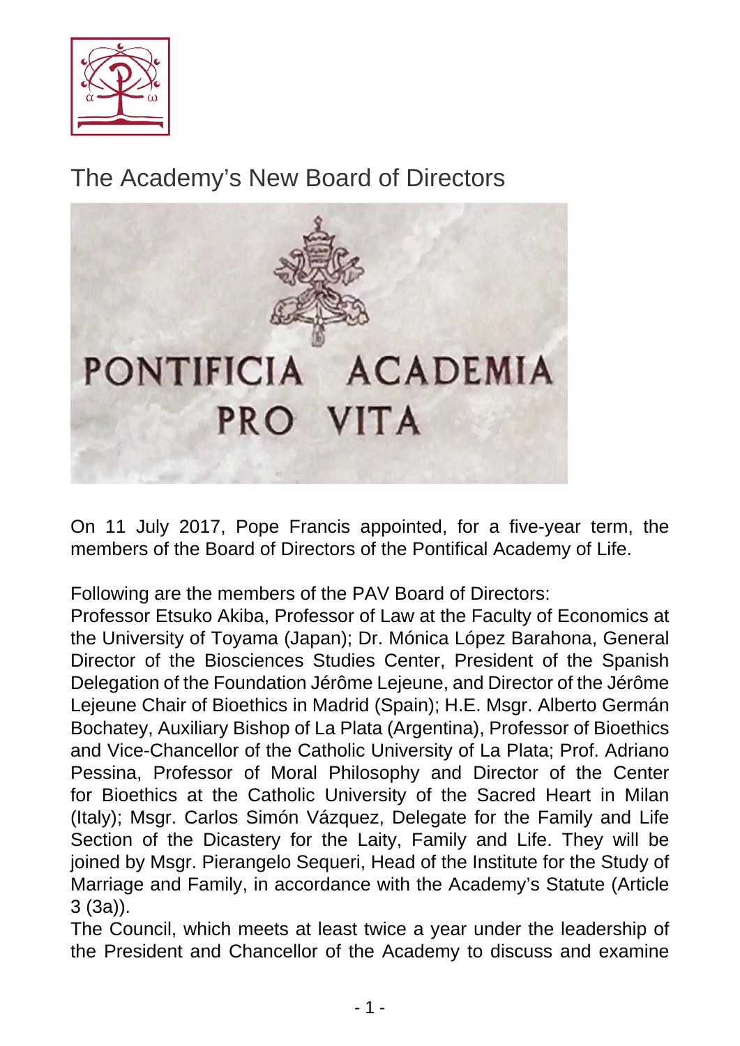# The Academy's New Board of Directors

On 11 July 2017, Pope Francis appointed, for a five-year term, the members of the Board of Directors of the Pontifical Academy of Life.

Following are the members of the PAV Board of Directors:
Professor Etsuko Akiba, Professor of Law at the Faculty of Economics at the University of Toyama (Japan); Dr. Mónica López Barahona, General Director of the Biosciences Studies Center, President of the Spanish Delegation of the Foundation Jérôme Lejeune, and Director of the Jérôme Lejeune Chair of Bioethics in Madrid (Spain); H.E. Msgr. Alberto Germán Bochatey, Auxiliary Bishop of La Plata (Argentina), Professor of Bioethics and Vice-Chancellor of the Catholic University of La Plata; Prof. Adriano Pessina, Professor of Moral Philosophy and Director of the Center for Bioethics at the Catholic University of the Sacred Heart in Milan (Italy); Msgr. Carlos Simón Vázquez, Delegate for the Family and Life Section of the Dicastery for the Laity, Family and Life. They will be joined by Msgr. Pierangelo Sequeri, Head of the Institute for the Study of Marriage and Family, in accordance with the Academy's Statute (Article 3 (3a)).
The Council, which meets at least twice a year under the leadership of the President and Chancellor of the Academy to discuss and examine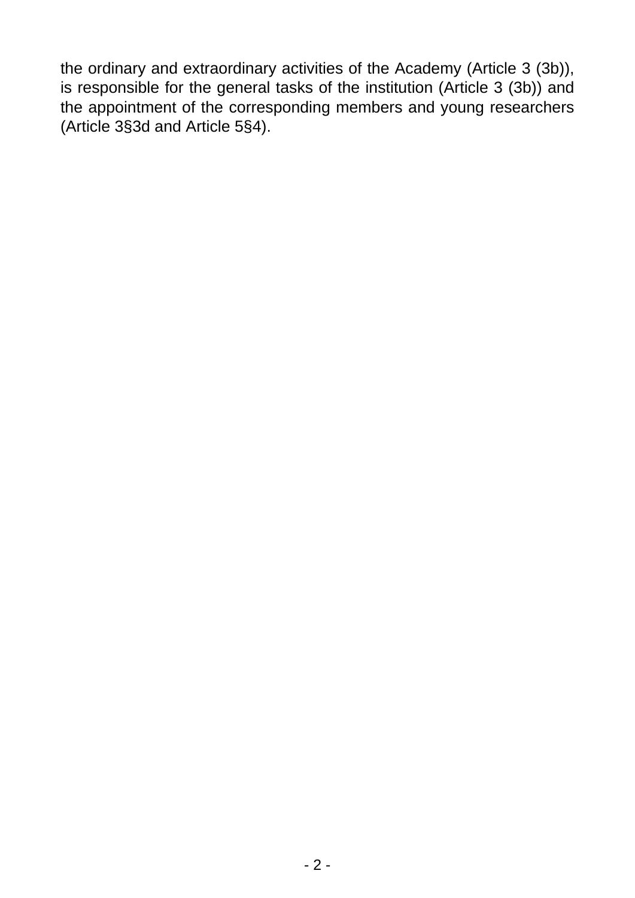the ordinary and extraordinary activities of the Academy (Article 3 (3b)), is responsible for the general tasks of the institution (Article 3 (3b)) and the appointment of the corresponding members and young researchers (Article 3§3d and Article 5§4).